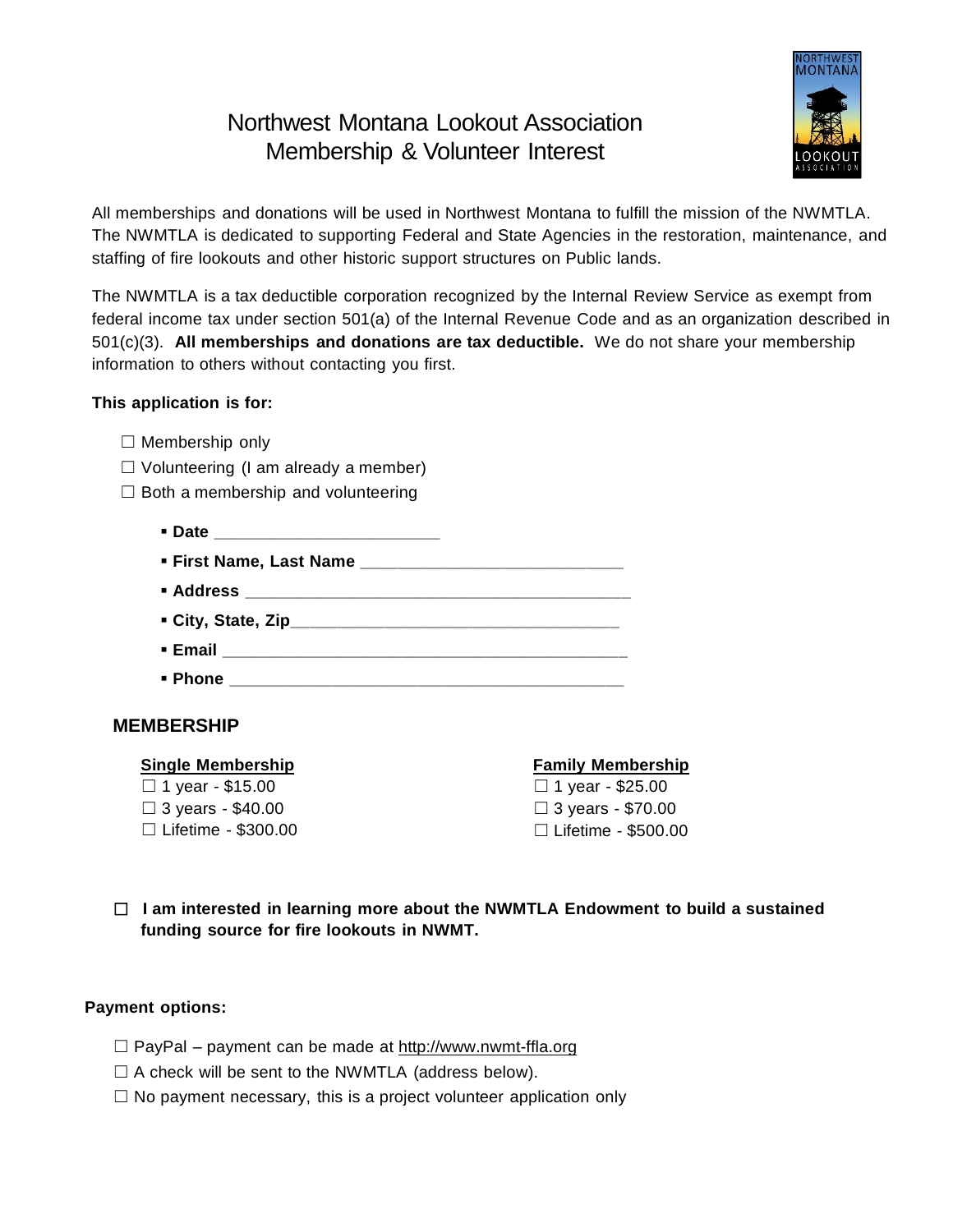# Northwest Montana Lookout Association
## Membership & Volunteer Interest

All memberships and donations will be used in Northwest Montana to fulfill the mission of the NWMTLA. The NWMTLA is dedicated to supporting Federal and State Agencies in the restoration, maintenance, and staffing of fire lookouts and other historic support structures on Public lands.

The NWMTLA is a tax deductible corporation recognized by the Internal Review Service as exempt from federal income tax under section 501(a) of the Internal Revenue Code and as an organization described in 501(c)(3). **All memberships and donations are tax deductible.** We do not share your membership information to others without contacting you first.

**This application is for:**

- ☐ Membership only
- ☐ Volunteering (I am already a member)
- ☐ Both a membership and volunteering

  - **Date** ________________________
  - **First Name, Last Name** ____________________________
  - **Address** ________________________________________
  - **City, State, Zip**___________________________________
  - **Email** ___________________________________________
  - **Phone** __________________________________________

## MEMBERSHIP

**Single Membership**
- ☐ 1 year - $15.00
- ☐ 3 years - $40.00
- ☐ Lifetime - $300.00

**Family Membership**
- ☐ 1 year - $25.00
- ☐ 3 years - $70.00
- ☐ Lifetime - $500.00

☐ **I am interested in learning more about the NWMTLA Endowment to build a sustained funding source for fire lookouts in NWMT.**

**Payment options:**

- ☐ PayPal – payment can be made at http://www.nwmt-ffla.org
- ☐ A check will be sent to the NWMTLA (address below).
- ☐ No payment necessary, this is a project volunteer application only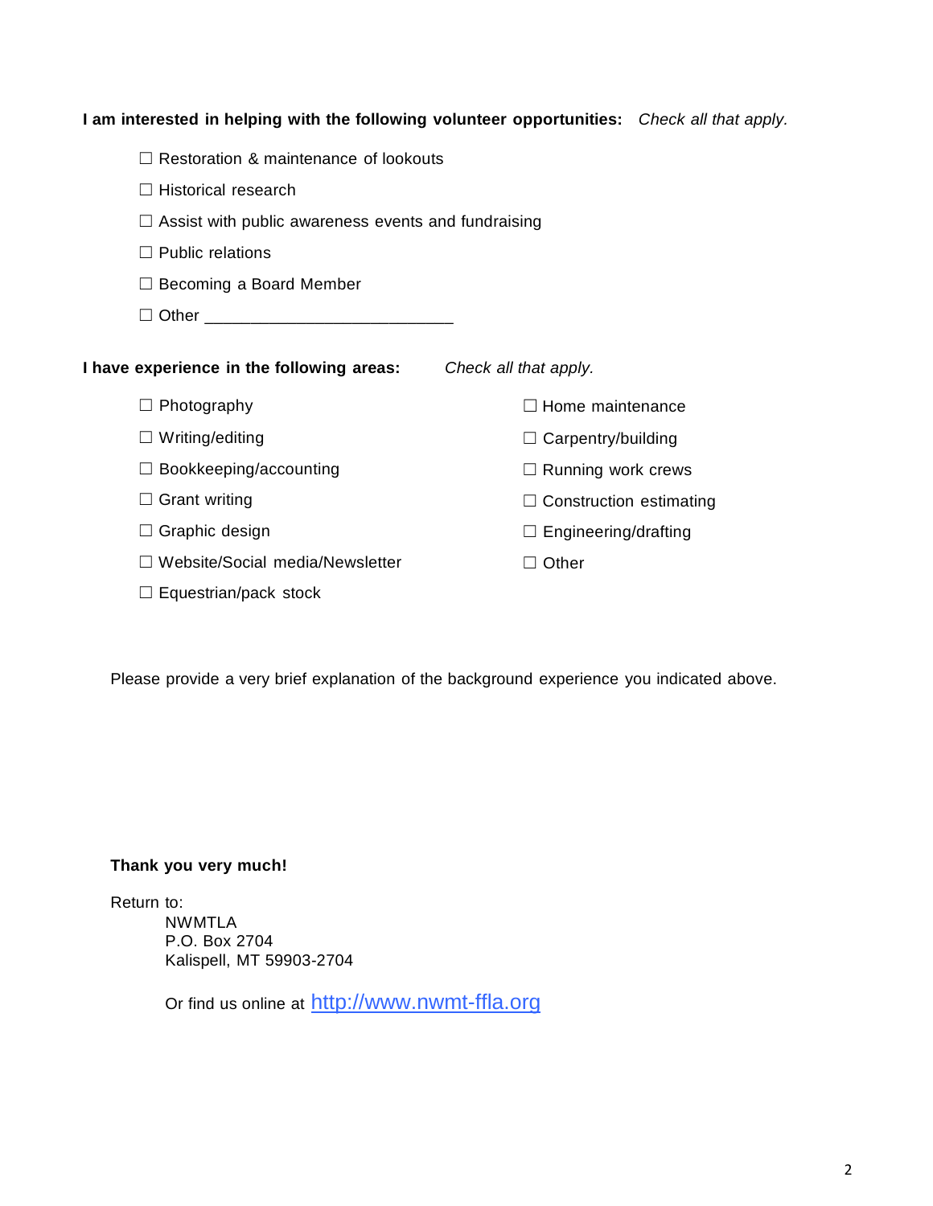**I am interested in helping with the following volunteer opportunities:** *Check all that apply.*

- ☐ Restoration & maintenance of lookouts
- ☐ Historical research
- ☐ Assist with public awareness events and fundraising
- ☐ Public relations
- ☐ Becoming a Board Member
- ☐ Other ___________________________

**I have experience in the following areas:** *Check all that apply.*

- ☐ Photography
- ☐ Writing/editing
- ☐ Bookkeeping/accounting
- ☐ Grant writing
- ☐ Graphic design
- ☐ Website/Social media/Newsletter
- ☐ Equestrian/pack stock
- ☐ Home maintenance
- ☐ Carpentry/building
- ☐ Running work crews
- ☐ Construction estimating
- ☐ Engineering/drafting
- ☐ Other

Please provide a very brief explanation of the background experience you indicated above.

**Thank you very much!**

Return to:
NWMTLA
P.O. Box 2704
Kalispell, MT 59903-2704

Or find us online at http://www.nwmt-ffla.org